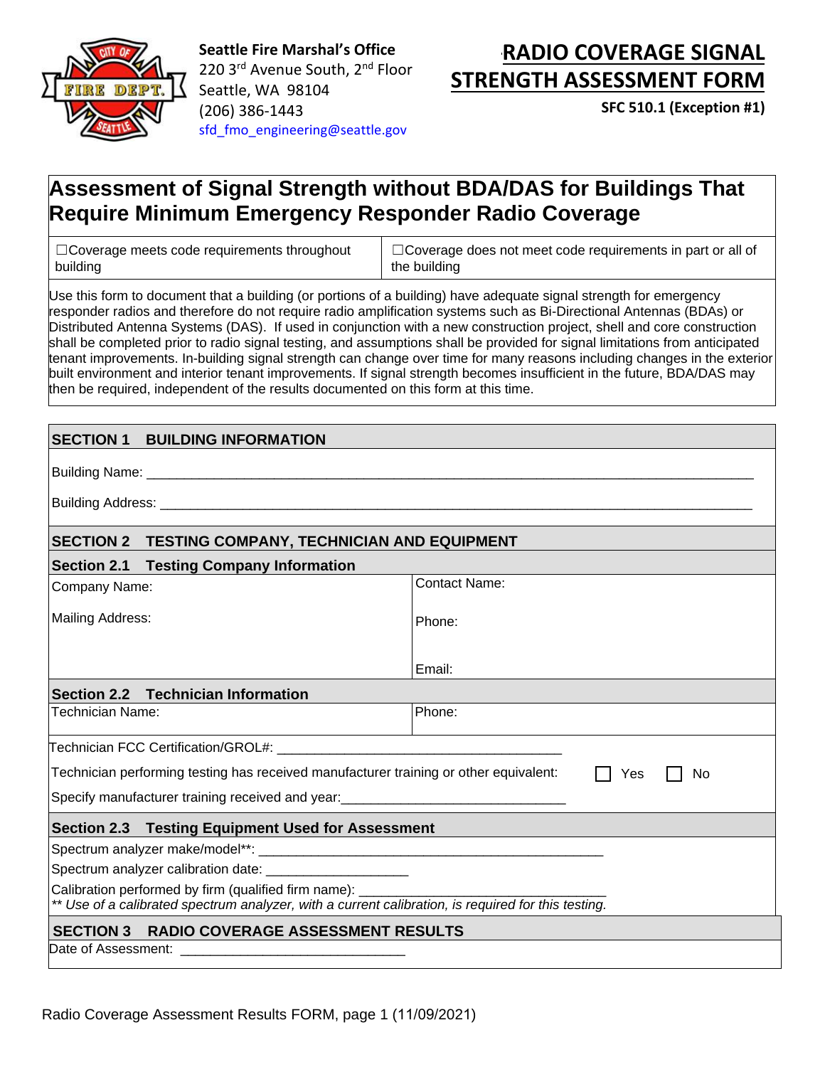**Seattle Fire Marshal's Office**
220 3rd Avenue South, 2nd Floor
Seattle, WA 98104
(206) 386-1443
sfd_fmo_engineering@seattle.gov

# RADIO COVERAGE SIGNAL STRENGTH ASSESSMENT FORM

**SFC 510.1 (Exception #1)**

## Assessment of Signal Strength without BDA/DAS for Buildings That Require Minimum Emergency Responder Radio Coverage

| ☐Coverage meets code requirements throughout building | ☐Coverage does not meet code requirements in part or all of the building |
|---|---|

Use this form to document that a building (or portions of a building) have adequate signal strength for emergency responder radios and therefore do not require radio amplification systems such as Bi-Directional Antennas (BDAs) or Distributed Antenna Systems (DAS). If used in conjunction with a new construction project, shell and core construction shall be completed prior to radio signal testing, and assumptions shall be provided for signal limitations from anticipated tenant improvements. In-building signal strength can change over time for many reasons including changes in the exterior built environment and interior tenant improvements. If signal strength becomes insufficient in the future, BDA/DAS may then be required, independent of the results documented on this form at this time.

### SECTION 1 BUILDING INFORMATION

Building Name: ______________________________________________

Building Address: ______________________________________________

### SECTION 2 TESTING COMPANY, TECHNICIAN AND EQUIPMENT

#### Section 2.1 Testing Company Information

| Company Name: | Contact Name: |
|---|---|
| Mailing Address: | Phone: |
| | Email: |

#### Section 2.2 Technician Information

| Technician Name: | Phone: |
|---|---|

Technician FCC Certification/GROL#: ______________________________

Technician performing testing has received manufacturer training or other equivalent: ☐ Yes ☐ No

Specify manufacturer training received and year: ______________________________

#### Section 2.3 Testing Equipment Used for Assessment

Spectrum analyzer make/model**: ______________________________

Spectrum analyzer calibration date: ____________________

Calibration performed by firm (qualified firm name): ______________________________

*** Use of a calibrated spectrum analyzer, with a current calibration, is required for this testing.*

### SECTION 3 RADIO COVERAGE ASSESSMENT RESULTS

Date of Assessment: ______________________________

Radio Coverage Assessment Results FORM, page 1 (11/09/2021)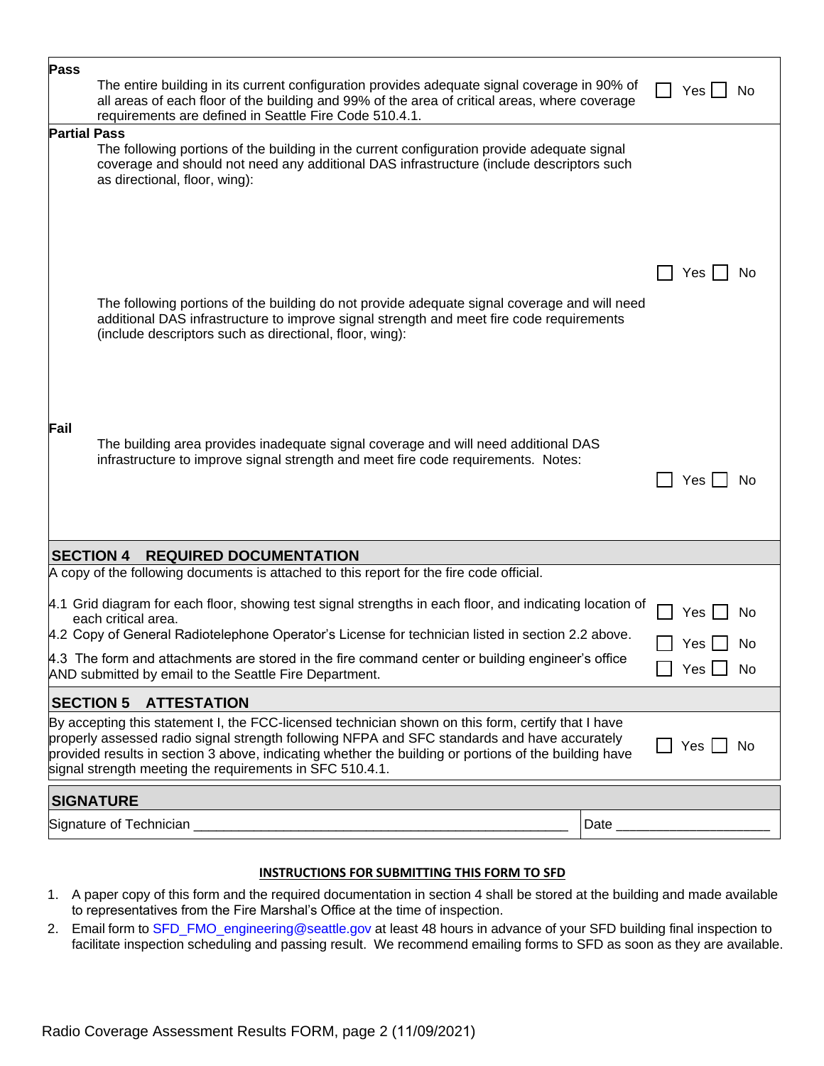**Pass**

The entire building in its current configuration provides adequate signal coverage in 90% of all areas of each floor of the building and 99% of the area of critical areas, where coverage requirements are defined in Seattle Fire Code 510.4.1. ☐ Yes ☐ No

**Partial Pass**

The following portions of the building in the current configuration provide adequate signal coverage and should not need any additional DAS infrastructure (include descriptors such as directional, floor, wing):

☐ Yes ☐ No

The following portions of the building do not provide adequate signal coverage and will need additional DAS infrastructure to improve signal strength and meet fire code requirements (include descriptors such as directional, floor, wing):

**Fail**

The building area provides inadequate signal coverage and will need additional DAS infrastructure to improve signal strength and meet fire code requirements. Notes:

☐ Yes ☐ No

## SECTION 4 REQUIRED DOCUMENTATION

A copy of the following documents is attached to this report for the fire code official.

4.1 Grid diagram for each floor, showing test signal strengths in each floor, and indicating location of each critical area. ☐ Yes ☐ No

4.2 Copy of General Radiotelephone Operator's License for technician listed in section 2.2 above. ☐ Yes ☐ No

4.3 The form and attachments are stored in the fire command center or building engineer's office AND submitted by email to the Seattle Fire Department. ☐ Yes ☐ No

## SECTION 5 ATTESTATION

By accepting this statement I, the FCC-licensed technician shown on this form, certify that I have properly assessed radio signal strength following NFPA and SFC standards and have accurately provided results in section 3 above, indicating whether the building or portions of the building have signal strength meeting the requirements in SFC 510.4.1. ☐ Yes ☐ No

## SIGNATURE

Signature of Technician ____________________________________________________ Date ____________________

**INSTRUCTIONS FOR SUBMITTING THIS FORM TO SFD**

1. A paper copy of this form and the required documentation in section 4 shall be stored at the building and made available to representatives from the Fire Marshal's Office at the time of inspection.
2. Email form to SFD_FMO_engineering@seattle.gov at least 48 hours in advance of your SFD building final inspection to facilitate inspection scheduling and passing result. We recommend emailing forms to SFD as soon as they are available.